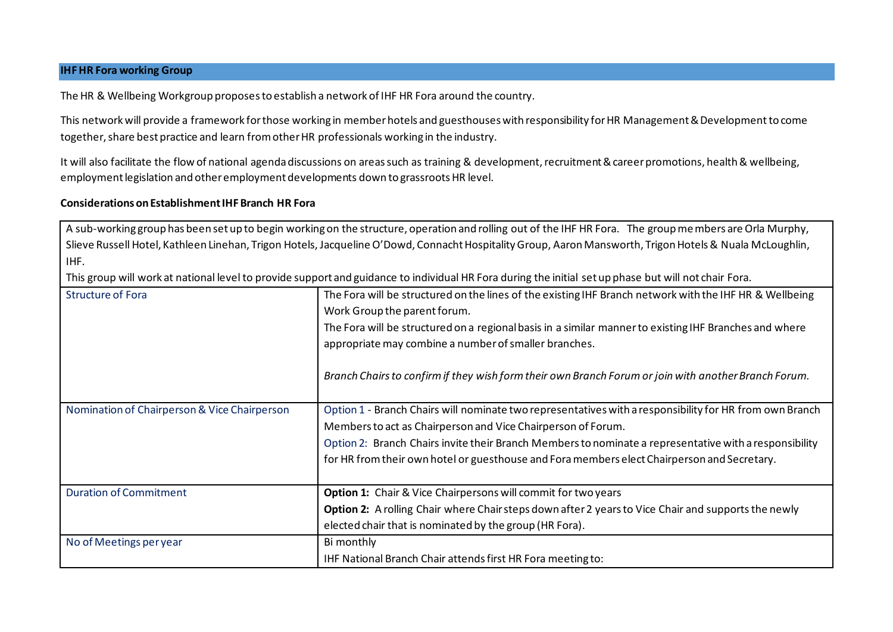## IHF HR Fora working Group

The HR & Wellbeing Workgroup proposes to establish a network of IHF HR Fora around the country.

This network will provide a framework for those working in member hotels and guesthouses with responsibility for HR Management & Development to come together, share best practice and learn from other HR professionals working in the industry.

It will also facilitate the flow of national agenda discussions on areas such as training & development, recruitment & career promotions, health & wellbeing, employment legislation and other employment developments down to grassroots HR level.

### Considerations on Establishment IHF Branch HR Fora

| A sub-working group has been set up to begin working on the structure, operation and rolling out of the IHF HR Fora. The group members are Orla Murphy, Slieve Russell Hotel, Kathleen Linehan, Trigon Hotels, Jacqueline O'Dowd, Connacht Hospitality Group, Aaron Mansworth, Trigon Hotels & Nuala McLoughlin, IHF.<br>This group will work at national level to provide support and guidance to individual HR Fora during the initial set up phase but will not chair Fora. | |
|---|---|
| Structure of Fora | The Fora will be structured on the lines of the existing IHF Branch network with the IHF HR & Wellbeing Work Group the parent forum.<br>The Fora will be structured on a regional basis in a similar manner to existing IHF Branches and where appropriate may combine a number of smaller branches.<br><br>*Branch Chairs to confirm if they wish form their own Branch Forum or join with another Branch Forum.* |
| Nomination of Chairperson & Vice Chairperson | Option 1 - Branch Chairs will nominate two representatives with a responsibility for HR from own Branch Members to act as Chairperson and Vice Chairperson of Forum.<br>Option 2: Branch Chairs invite their Branch Members to nominate a representative with a responsibility for HR from their own hotel or guesthouse and Fora members elect Chairperson and Secretary. |
| Duration of Commitment | **Option 1:** Chair & Vice Chairpersons will commit for two years<br>**Option 2:** A rolling Chair where Chair steps down after 2 years to Vice Chair and supports the newly elected chair that is nominated by the group (HR Fora). |
| No of Meetings per year | Bi monthly<br>IHF National Branch Chair attends first HR Fora meeting to: |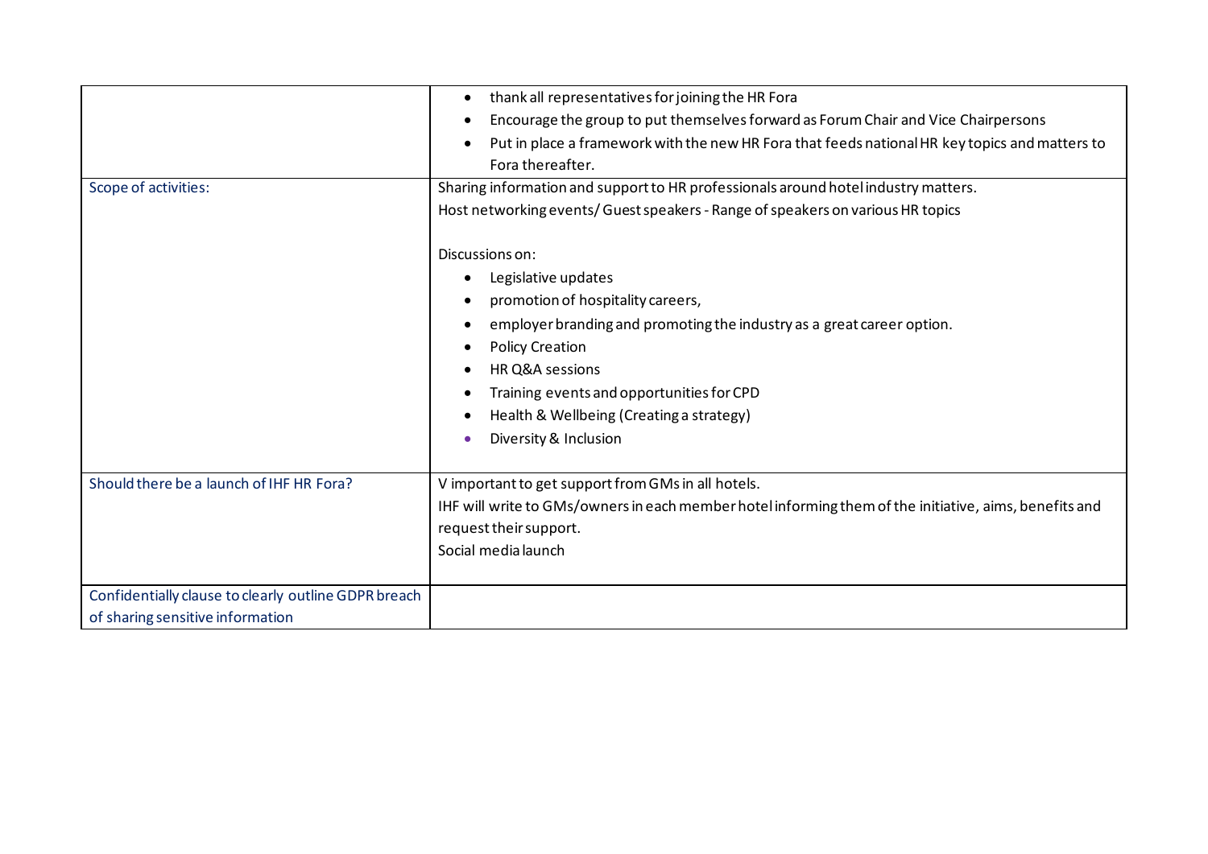| | |
|---|---|
| | • thank all representatives for joining the HR Fora<br>• Encourage the group to put themselves forward as Forum Chair and Vice Chairpersons<br>• Put in place a framework with the new HR Fora that feeds national HR key topics and matters to Fora thereafter. |
| Scope of activities: | Sharing information and support to HR professionals around hotel industry matters.<br>Host networking events/ Guest speakers - Range of speakers on various HR topics<br><br>Discussions on:<br>• Legislative updates<br>• promotion of hospitality careers,<br>• employer branding and promoting the industry as a great career option.<br>• Policy Creation<br>• HR Q&A sessions<br>• Training events and opportunities for CPD<br>• Health & Wellbeing (Creating a strategy)<br>• Diversity & Inclusion |
| Should there be a launch of IHF HR Fora? | V important to get support from GMs in all hotels.<br>IHF will write to GMs/owners in each member hotel informing them of the initiative, aims, benefits and request their support.<br>Social media launch |
| Confidentially clause to clearly outline GDPR breach of sharing sensitive information | |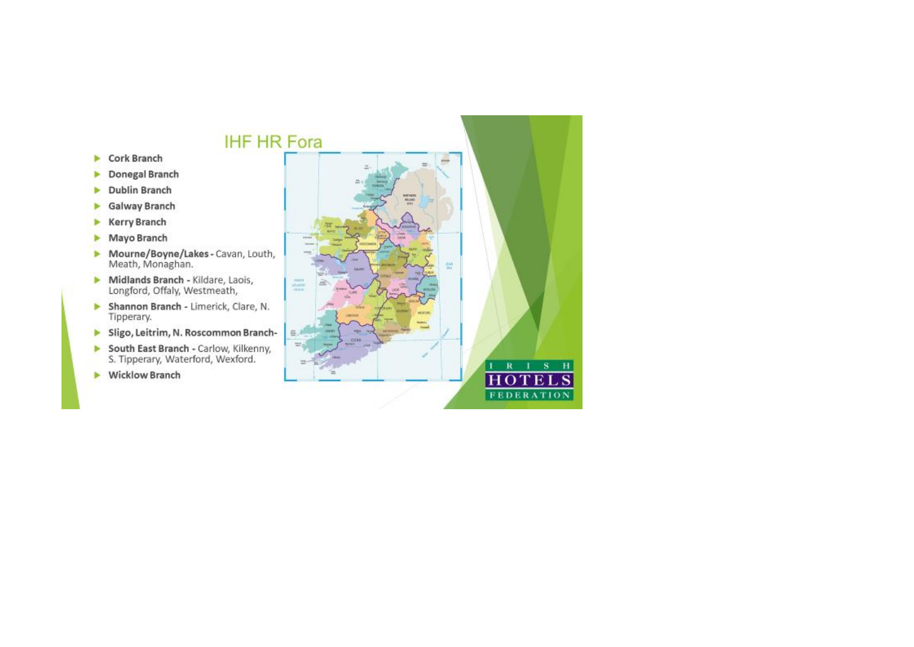# IHF HR Fora

- **Cork Branch**
- **Donegal Branch**
- **Dublin Branch**
- **Galway Branch**
- **Kerry Branch**
- **Mayo Branch**
- **Mourne/Boyne/Lakes** - Cavan, Louth, Meath, Monaghan.
- **Midlands Branch** - Kildare, Laois, Longford, Offaly, Westmeath,
- **Shannon Branch** - Limerick, Clare, N. Tipperary.
- **Sligo, Leitrim, N. Roscommon Branch-**
- **South East Branch** - Carlow, Kilkenny, S. Tipperary, Waterford, Wexford.
- **Wicklow Branch**

IRISH HOTELS FEDERATION